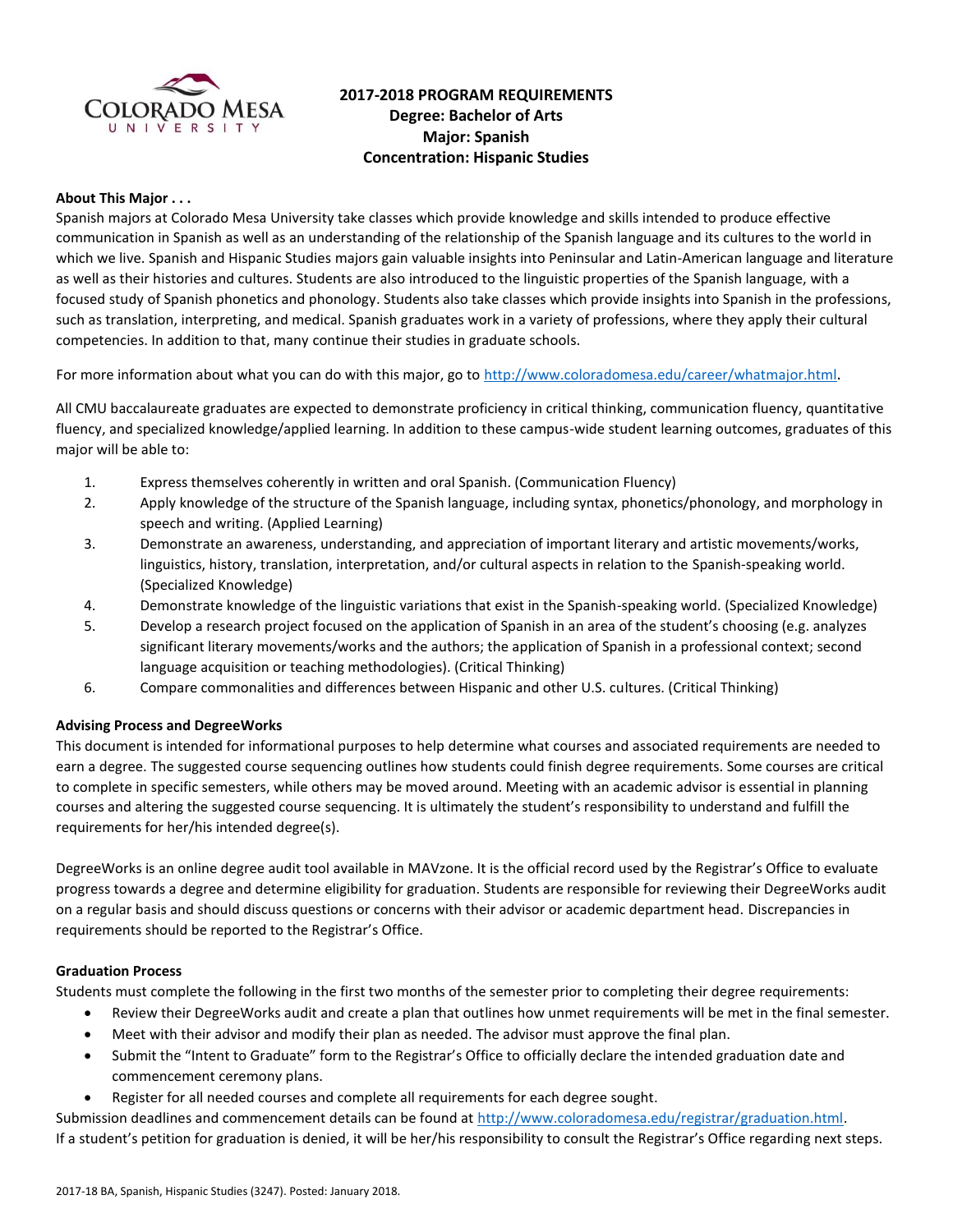# 2017-2018 PROGRAM REQUIREMENTS
## Degree: Bachelor of Arts
## Major: Spanish
## Concentration: Hispanic Studies

**About This Major . . .**

Spanish majors at Colorado Mesa University take classes which provide knowledge and skills intended to produce effective communication in Spanish as well as an understanding of the relationship of the Spanish language and its cultures to the world in which we live. Spanish and Hispanic Studies majors gain valuable insights into Peninsular and Latin-American language and literature as well as their histories and cultures. Students are also introduced to the linguistic properties of the Spanish language, with a focused study of Spanish phonetics and phonology. Students also take classes which provide insights into Spanish in the professions, such as translation, interpreting, and medical. Spanish graduates work in a variety of professions, where they apply their cultural competencies. In addition to that, many continue their studies in graduate schools.

For more information about what you can do with this major, go to http://www.coloradomesa.edu/career/whatmajor.html.

All CMU baccalaureate graduates are expected to demonstrate proficiency in critical thinking, communication fluency, quantitative fluency, and specialized knowledge/applied learning. In addition to these campus-wide student learning outcomes, graduates of this major will be able to:

1. Express themselves coherently in written and oral Spanish. (Communication Fluency)
2. Apply knowledge of the structure of the Spanish language, including syntax, phonetics/phonology, and morphology in speech and writing. (Applied Learning)
3. Demonstrate an awareness, understanding, and appreciation of important literary and artistic movements/works, linguistics, history, translation, interpretation, and/or cultural aspects in relation to the Spanish-speaking world. (Specialized Knowledge)
4. Demonstrate knowledge of the linguistic variations that exist in the Spanish-speaking world. (Specialized Knowledge)
5. Develop a research project focused on the application of Spanish in an area of the student's choosing (e.g. analyzes significant literary movements/works and the authors; the application of Spanish in a professional context; second language acquisition or teaching methodologies). (Critical Thinking)
6. Compare commonalities and differences between Hispanic and other U.S. cultures. (Critical Thinking)

**Advising Process and DegreeWorks**

This document is intended for informational purposes to help determine what courses and associated requirements are needed to earn a degree. The suggested course sequencing outlines how students could finish degree requirements. Some courses are critical to complete in specific semesters, while others may be moved around. Meeting with an academic advisor is essential in planning courses and altering the suggested course sequencing. It is ultimately the student's responsibility to understand and fulfill the requirements for her/his intended degree(s).

DegreeWorks is an online degree audit tool available in MAVzone. It is the official record used by the Registrar's Office to evaluate progress towards a degree and determine eligibility for graduation. Students are responsible for reviewing their DegreeWorks audit on a regular basis and should discuss questions or concerns with their advisor or academic department head. Discrepancies in requirements should be reported to the Registrar's Office.

**Graduation Process**

Students must complete the following in the first two months of the semester prior to completing their degree requirements:

- Review their DegreeWorks audit and create a plan that outlines how unmet requirements will be met in the final semester.
- Meet with their advisor and modify their plan as needed. The advisor must approve the final plan.
- Submit the "Intent to Graduate" form to the Registrar's Office to officially declare the intended graduation date and commencement ceremony plans.
- Register for all needed courses and complete all requirements for each degree sought.

Submission deadlines and commencement details can be found at http://www.coloradomesa.edu/registrar/graduation.html.
If a student's petition for graduation is denied, it will be her/his responsibility to consult the Registrar's Office regarding next steps.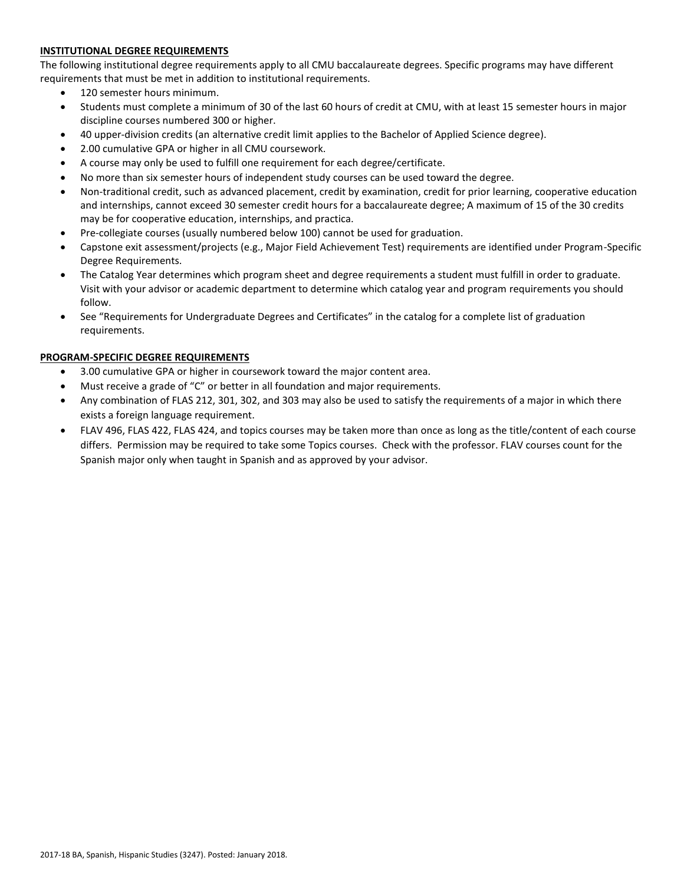## INSTITUTIONAL DEGREE REQUIREMENTS

The following institutional degree requirements apply to all CMU baccalaureate degrees. Specific programs may have different requirements that must be met in addition to institutional requirements.

- 120 semester hours minimum.
- Students must complete a minimum of 30 of the last 60 hours of credit at CMU, with at least 15 semester hours in major discipline courses numbered 300 or higher.
- 40 upper-division credits (an alternative credit limit applies to the Bachelor of Applied Science degree).
- 2.00 cumulative GPA or higher in all CMU coursework.
- A course may only be used to fulfill one requirement for each degree/certificate.
- No more than six semester hours of independent study courses can be used toward the degree.
- Non-traditional credit, such as advanced placement, credit by examination, credit for prior learning, cooperative education and internships, cannot exceed 30 semester credit hours for a baccalaureate degree; A maximum of 15 of the 30 credits may be for cooperative education, internships, and practica.
- Pre-collegiate courses (usually numbered below 100) cannot be used for graduation.
- Capstone exit assessment/projects (e.g., Major Field Achievement Test) requirements are identified under Program-Specific Degree Requirements.
- The Catalog Year determines which program sheet and degree requirements a student must fulfill in order to graduate. Visit with your advisor or academic department to determine which catalog year and program requirements you should follow.
- See "Requirements for Undergraduate Degrees and Certificates" in the catalog for a complete list of graduation requirements.

## PROGRAM-SPECIFIC DEGREE REQUIREMENTS

- 3.00 cumulative GPA or higher in coursework toward the major content area.
- Must receive a grade of "C" or better in all foundation and major requirements.
- Any combination of FLAS 212, 301, 302, and 303 may also be used to satisfy the requirements of a major in which there exists a foreign language requirement.
- FLAV 496, FLAS 422, FLAS 424, and topics courses may be taken more than once as long as the title/content of each course differs. Permission may be required to take some Topics courses. Check with the professor. FLAV courses count for the Spanish major only when taught in Spanish and as approved by your advisor.

2017-18 BA, Spanish, Hispanic Studies (3247). Posted: January 2018.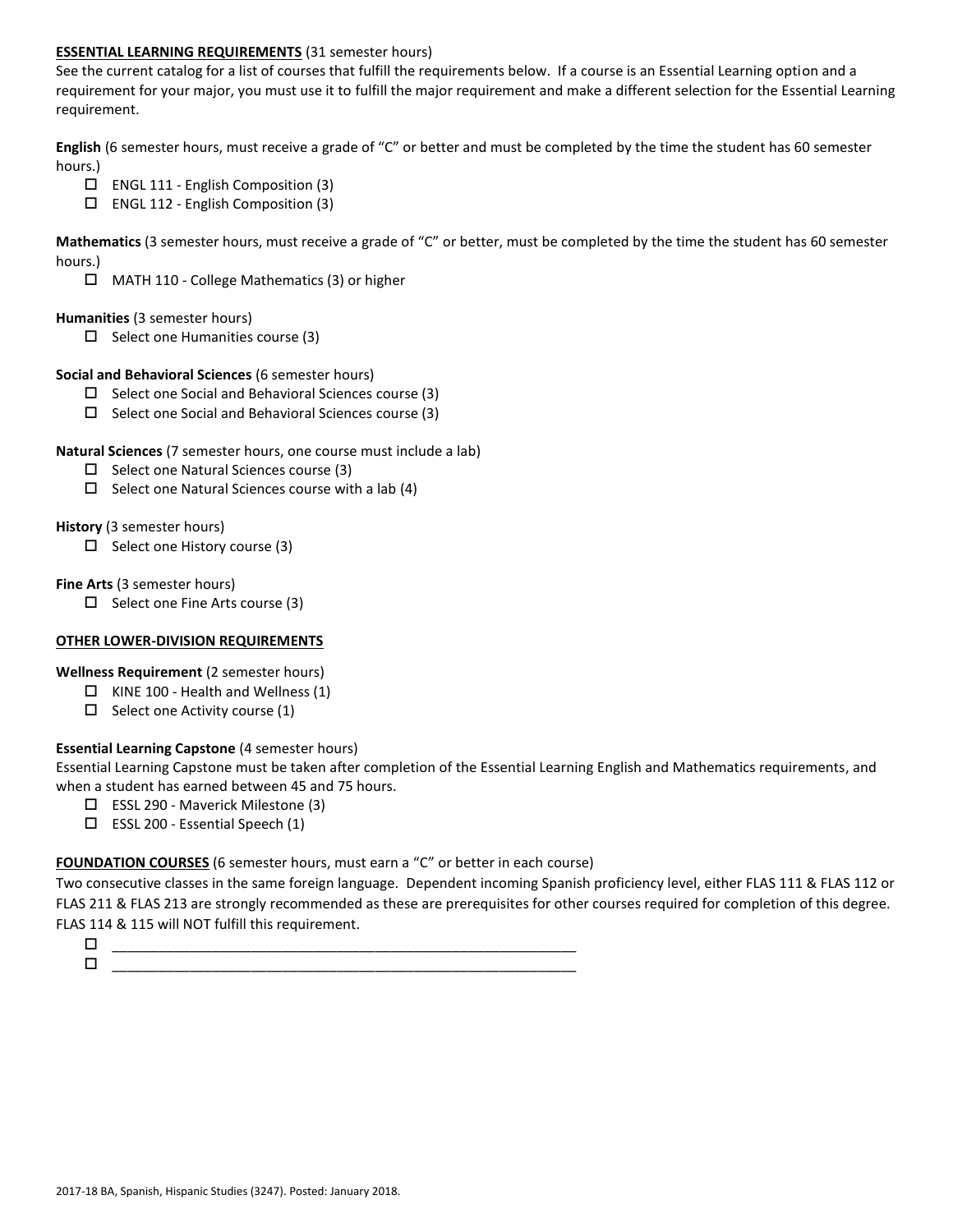**ESSENTIAL LEARNING REQUIREMENTS** (31 semester hours)

See the current catalog for a list of courses that fulfill the requirements below. If a course is an Essential Learning option and a requirement for your major, you must use it to fulfill the major requirement and make a different selection for the Essential Learning requirement.

**English** (6 semester hours, must receive a grade of "C" or better and must be completed by the time the student has 60 semester hours.)

- ☐ ENGL 111 - English Composition (3)
- ☐ ENGL 112 - English Composition (3)

**Mathematics** (3 semester hours, must receive a grade of "C" or better, must be completed by the time the student has 60 semester hours.)

- ☐ MATH 110 - College Mathematics (3) or higher

**Humanities** (3 semester hours)

- ☐ Select one Humanities course (3)

**Social and Behavioral Sciences** (6 semester hours)

- ☐ Select one Social and Behavioral Sciences course (3)
- ☐ Select one Social and Behavioral Sciences course (3)

**Natural Sciences** (7 semester hours, one course must include a lab)

- ☐ Select one Natural Sciences course (3)
- ☐ Select one Natural Sciences course with a lab (4)

**History** (3 semester hours)

- ☐ Select one History course (3)

**Fine Arts** (3 semester hours)

- ☐ Select one Fine Arts course (3)

**OTHER LOWER-DIVISION REQUIREMENTS**

**Wellness Requirement** (2 semester hours)

- ☐ KINE 100 - Health and Wellness (1)
- ☐ Select one Activity course (1)

**Essential Learning Capstone** (4 semester hours)

Essential Learning Capstone must be taken after completion of the Essential Learning English and Mathematics requirements, and when a student has earned between 45 and 75 hours.

- ☐ ESSL 290 - Maverick Milestone (3)
- ☐ ESSL 200 - Essential Speech (1)

**FOUNDATION COURSES** (6 semester hours, must earn a "C" or better in each course)

Two consecutive classes in the same foreign language. Dependent incoming Spanish proficiency level, either FLAS 111 & FLAS 112 or FLAS 211 & FLAS 213 are strongly recommended as these are prerequisites for other courses required for completion of this degree. FLAS 114 & 115 will NOT fulfill this requirement.

- ☐ ____________________________________________________________
- ☐ ____________________________________________________________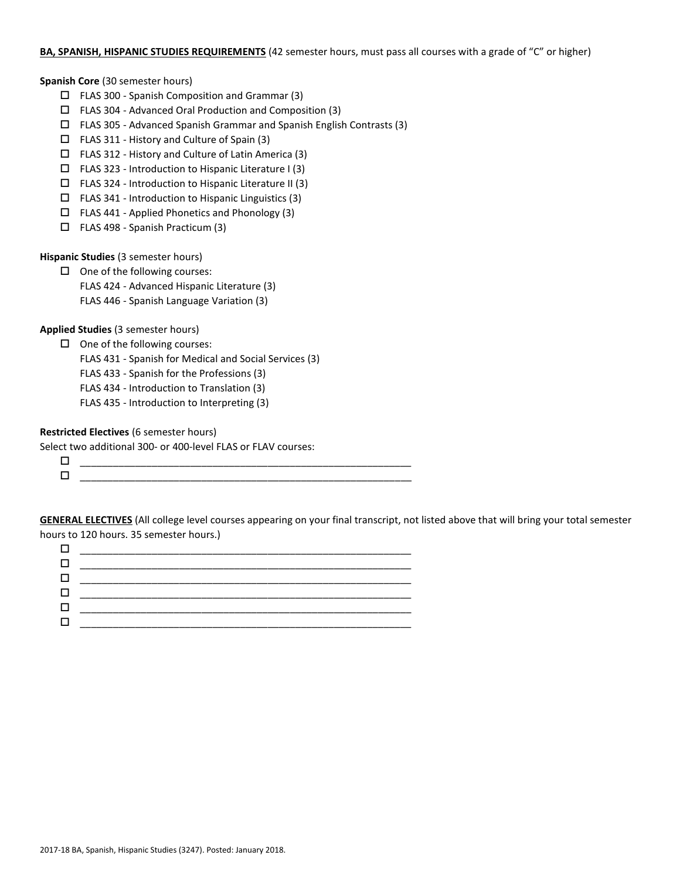**BA, SPANISH, HISPANIC STUDIES REQUIREMENTS** (42 semester hours, must pass all courses with a grade of "C" or higher)

**Spanish Core** (30 semester hours)

- ☐ FLAS 300 - Spanish Composition and Grammar (3)
- ☐ FLAS 304 - Advanced Oral Production and Composition (3)
- ☐ FLAS 305 - Advanced Spanish Grammar and Spanish English Contrasts (3)
- ☐ FLAS 311 - History and Culture of Spain (3)
- ☐ FLAS 312 - History and Culture of Latin America (3)
- ☐ FLAS 323 - Introduction to Hispanic Literature I (3)
- ☐ FLAS 324 - Introduction to Hispanic Literature II (3)
- ☐ FLAS 341 - Introduction to Hispanic Linguistics (3)
- ☐ FLAS 441 - Applied Phonetics and Phonology (3)
- ☐ FLAS 498 - Spanish Practicum (3)

**Hispanic Studies** (3 semester hours)

- ☐ One of the following courses:
  FLAS 424 - Advanced Hispanic Literature (3)
  FLAS 446 - Spanish Language Variation (3)

**Applied Studies** (3 semester hours)

- ☐ One of the following courses:
  FLAS 431 - Spanish for Medical and Social Services (3)
  FLAS 433 - Spanish for the Professions (3)
  FLAS 434 - Introduction to Translation (3)
  FLAS 435 - Introduction to Interpreting (3)

**Restricted Electives** (6 semester hours)

Select two additional 300- or 400-level FLAS or FLAV courses:

- ☐ ____________________________________________________________
- ☐ ____________________________________________________________

**GENERAL ELECTIVES** (All college level courses appearing on your final transcript, not listed above that will bring your total semester hours to 120 hours. 35 semester hours.)

- ☐ ____________________________________________________________
- ☐ ____________________________________________________________
- ☐ ____________________________________________________________
- ☐ ____________________________________________________________
- ☐ ____________________________________________________________
- ☐ ____________________________________________________________

2017-18 BA, Spanish, Hispanic Studies (3247). Posted: January 2018.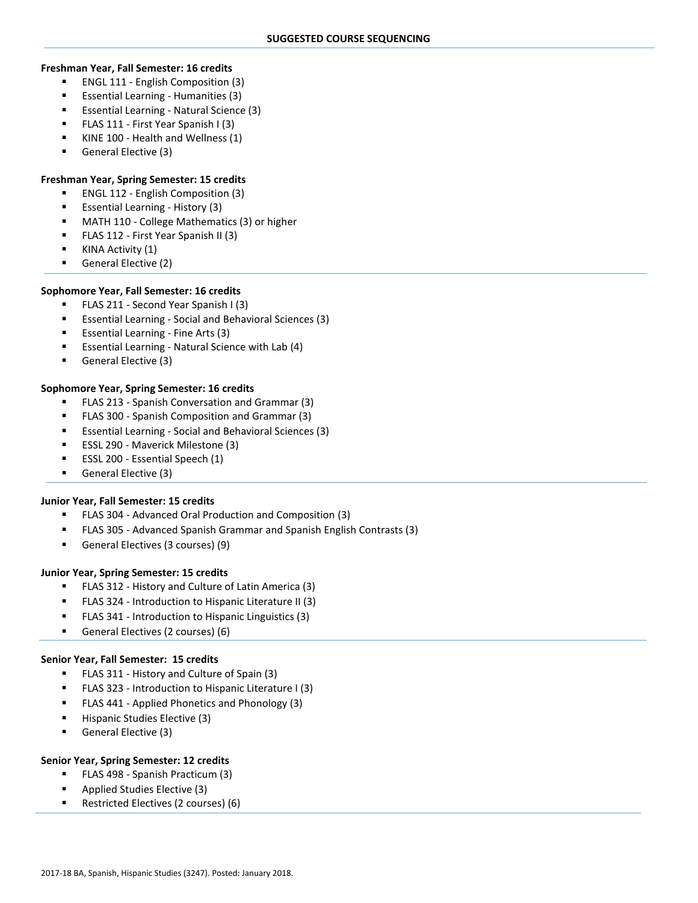## SUGGESTED COURSE SEQUENCING

**Freshman Year, Fall Semester: 16 credits**

- ENGL 111 - English Composition (3)
- Essential Learning - Humanities (3)
- Essential Learning - Natural Science (3)
- FLAS 111 - First Year Spanish I (3)
- KINE 100 - Health and Wellness (1)
- General Elective (3)

**Freshman Year, Spring Semester: 15 credits**

- ENGL 112 - English Composition (3)
- Essential Learning - History (3)
- MATH 110 - College Mathematics (3) or higher
- FLAS 112 - First Year Spanish II (3)
- KINA Activity (1)
- General Elective (2)

**Sophomore Year, Fall Semester: 16 credits**

- FLAS 211 - Second Year Spanish I (3)
- Essential Learning - Social and Behavioral Sciences (3)
- Essential Learning - Fine Arts (3)
- Essential Learning - Natural Science with Lab (4)
- General Elective (3)

**Sophomore Year, Spring Semester: 16 credits**

- FLAS 213 - Spanish Conversation and Grammar (3)
- FLAS 300 - Spanish Composition and Grammar (3)
- Essential Learning - Social and Behavioral Sciences (3)
- ESSL 290 - Maverick Milestone (3)
- ESSL 200 - Essential Speech (1)
- General Elective (3)

**Junior Year, Fall Semester: 15 credits**

- FLAS 304 - Advanced Oral Production and Composition (3)
- FLAS 305 - Advanced Spanish Grammar and Spanish English Contrasts (3)
- General Electives (3 courses) (9)

**Junior Year, Spring Semester: 15 credits**

- FLAS 312 - History and Culture of Latin America (3)
- FLAS 324 - Introduction to Hispanic Literature II (3)
- FLAS 341 - Introduction to Hispanic Linguistics (3)
- General Electives (2 courses) (6)

**Senior Year, Fall Semester: 15 credits**

- FLAS 311 - History and Culture of Spain (3)
- FLAS 323 - Introduction to Hispanic Literature I (3)
- FLAS 441 - Applied Phonetics and Phonology (3)
- Hispanic Studies Elective (3)
- General Elective (3)

**Senior Year, Spring Semester: 12 credits**

- FLAS 498 - Spanish Practicum (3)
- Applied Studies Elective (3)
- Restricted Electives (2 courses) (6)